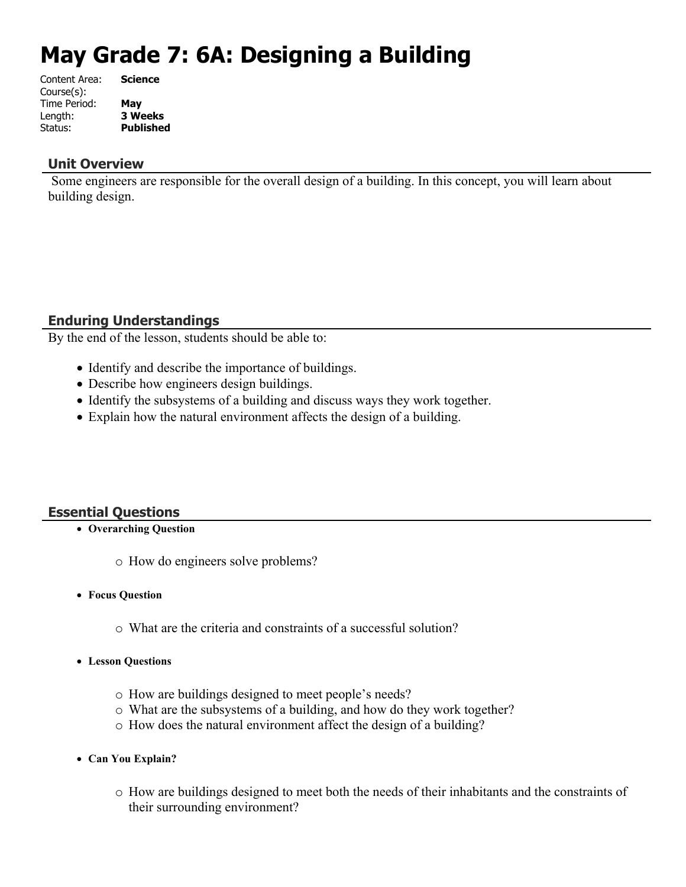# May Grade 7: 6A: Designing a Building

Content Area: **Science**
Course(s):
Time Period: **May**
Length: **3 Weeks**
Status: **Published**

## Unit Overview

Some engineers are responsible for the overall design of a building. In this concept, you will learn about building design.

## Enduring Understandings

By the end of the lesson, students should be able to:

- Identify and describe the importance of buildings.
- Describe how engineers design buildings.
- Identify the subsystems of a building and discuss ways they work together.
- Explain how the natural environment affects the design of a building.

## Essential Questions

- **Overarching Question**
  - How do engineers solve problems?
- **Focus Question**
  - What are the criteria and constraints of a successful solution?
- **Lesson Questions**
  - How are buildings designed to meet people's needs?
  - What are the subsystems of a building, and how do they work together?
  - How does the natural environment affect the design of a building?
- **Can You Explain?**
  - How are buildings designed to meet both the needs of their inhabitants and the constraints of their surrounding environment?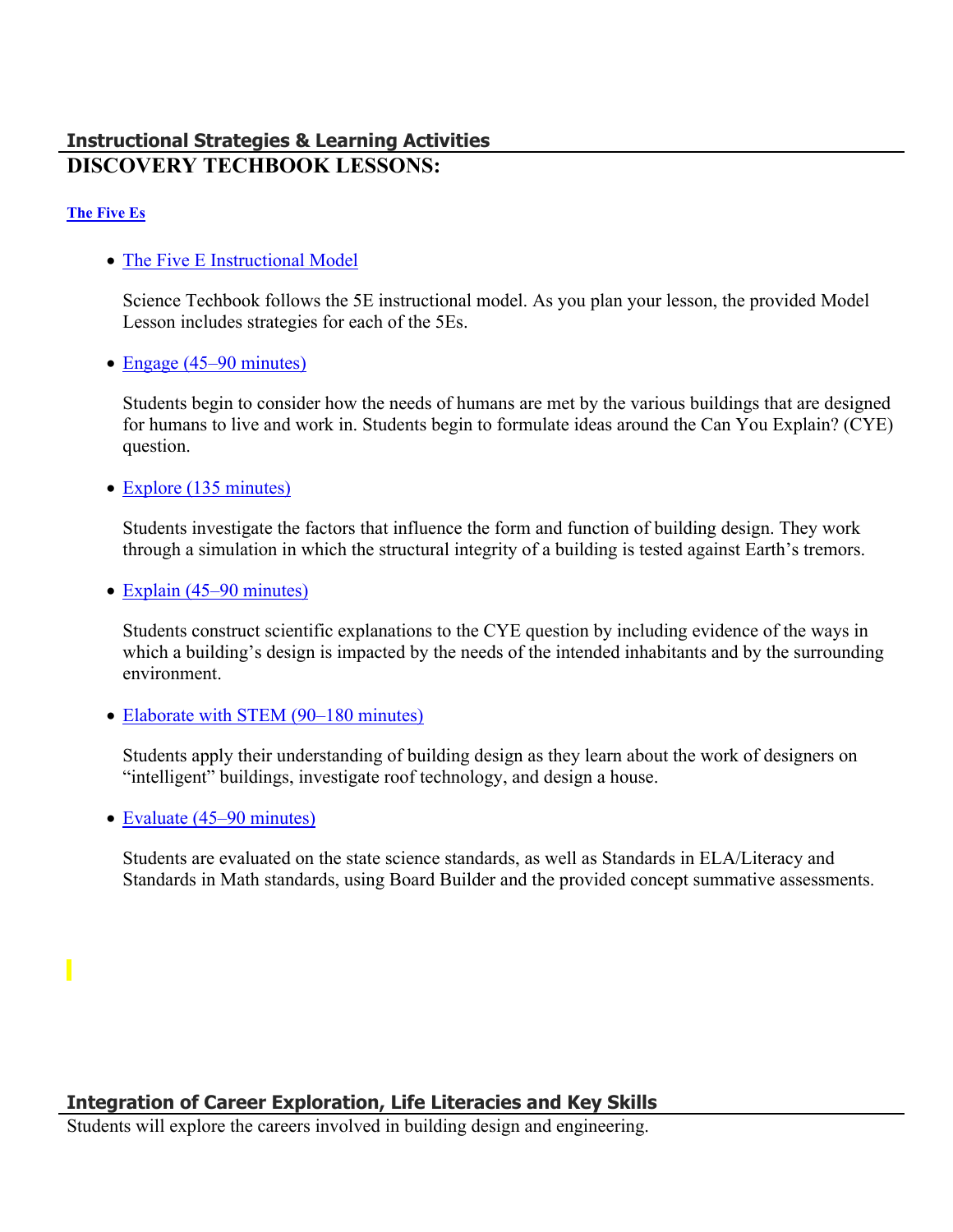## Instructional Strategies & Learning Activities

# DISCOVERY TECHBOOK LESSONS:

**The Five Es**

- The Five E Instructional Model

  Science Techbook follows the 5E instructional model. As you plan your lesson, the provided Model Lesson includes strategies for each of the 5Es.

- Engage (45–90 minutes)

  Students begin to consider how the needs of humans are met by the various buildings that are designed for humans to live and work in. Students begin to formulate ideas around the Can You Explain? (CYE) question.

- Explore (135 minutes)

  Students investigate the factors that influence the form and function of building design. They work through a simulation in which the structural integrity of a building is tested against Earth's tremors.

- Explain (45–90 minutes)

  Students construct scientific explanations to the CYE question by including evidence of the ways in which a building's design is impacted by the needs of the intended inhabitants and by the surrounding environment.

- Elaborate with STEM (90–180 minutes)

  Students apply their understanding of building design as they learn about the work of designers on "intelligent" buildings, investigate roof technology, and design a house.

- Evaluate (45–90 minutes)

  Students are evaluated on the state science standards, as well as Standards in ELA/Literacy and Standards in Math standards, using Board Builder and the provided concept summative assessments.

## Integration of Career Exploration, Life Literacies and Key Skills

Students will explore the careers involved in building design and engineering.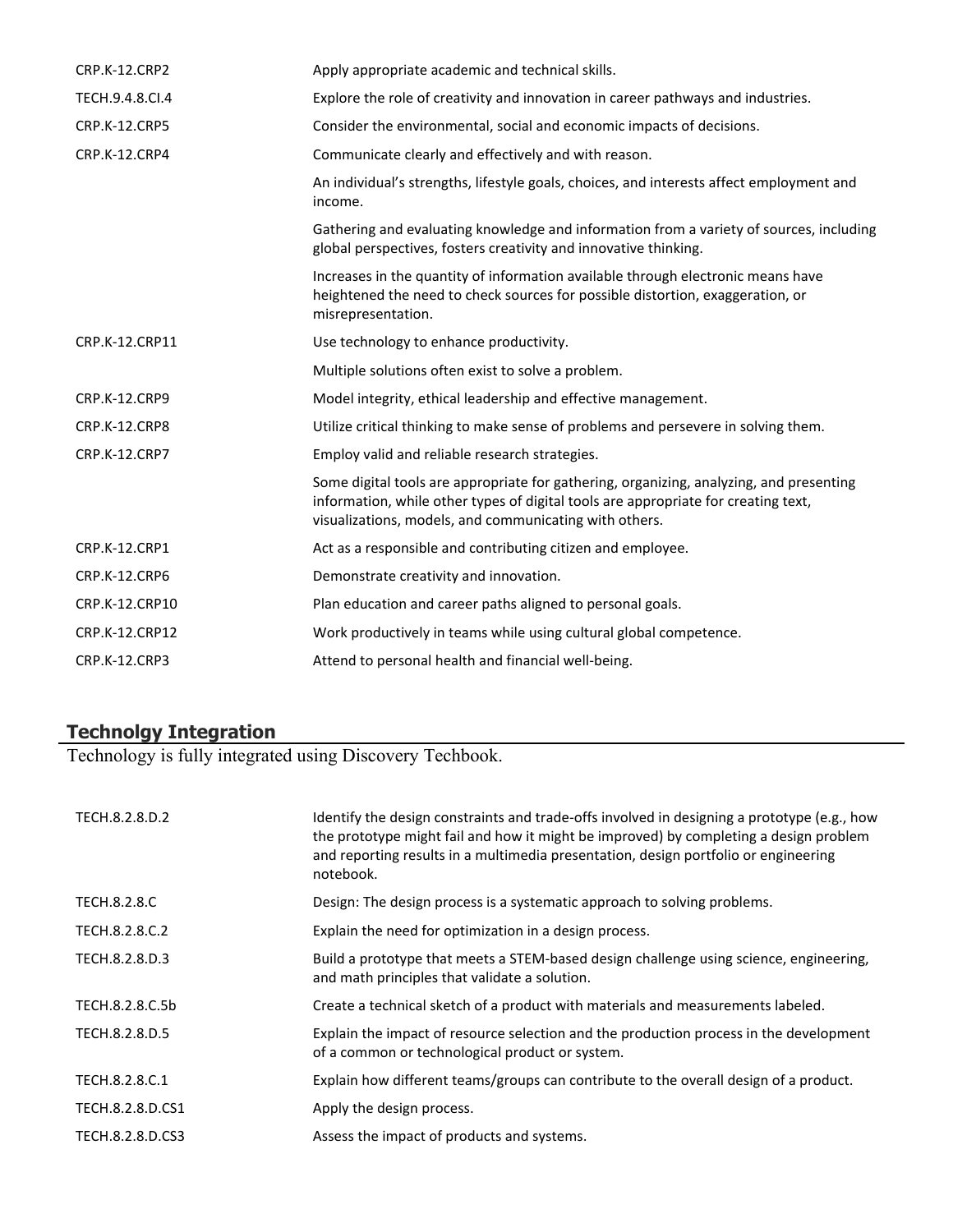| | |
|---|---|
| CRP.K-12.CRP2 | Apply appropriate academic and technical skills. |
| TECH.9.4.8.CI.4 | Explore the role of creativity and innovation in career pathways and industries. |
| CRP.K-12.CRP5 | Consider the environmental, social and economic impacts of decisions. |
| CRP.K-12.CRP4 | Communicate clearly and effectively and with reason. |
| | An individual's strengths, lifestyle goals, choices, and interests affect employment and income. |
| | Gathering and evaluating knowledge and information from a variety of sources, including global perspectives, fosters creativity and innovative thinking. |
| | Increases in the quantity of information available through electronic means have heightened the need to check sources for possible distortion, exaggeration, or misrepresentation. |
| CRP.K-12.CRP11 | Use technology to enhance productivity. |
| | Multiple solutions often exist to solve a problem. |
| CRP.K-12.CRP9 | Model integrity, ethical leadership and effective management. |
| CRP.K-12.CRP8 | Utilize critical thinking to make sense of problems and persevere in solving them. |
| CRP.K-12.CRP7 | Employ valid and reliable research strategies. |
| | Some digital tools are appropriate for gathering, organizing, analyzing, and presenting information, while other types of digital tools are appropriate for creating text, visualizations, models, and communicating with others. |
| CRP.K-12.CRP1 | Act as a responsible and contributing citizen and employee. |
| CRP.K-12.CRP6 | Demonstrate creativity and innovation. |
| CRP.K-12.CRP10 | Plan education and career paths aligned to personal goals. |
| CRP.K-12.CRP12 | Work productively in teams while using cultural global competence. |
| CRP.K-12.CRP3 | Attend to personal health and financial well-being. |

## Technolgy Integration

Technology is fully integrated using Discovery Techbook.

| | |
|---|---|
| TECH.8.2.8.D.2 | Identify the design constraints and trade-offs involved in designing a prototype (e.g., how the prototype might fail and how it might be improved) by completing a design problem and reporting results in a multimedia presentation, design portfolio or engineering notebook. |
| TECH.8.2.8.C | Design: The design process is a systematic approach to solving problems. |
| TECH.8.2.8.C.2 | Explain the need for optimization in a design process. |
| TECH.8.2.8.D.3 | Build a prototype that meets a STEM-based design challenge using science, engineering, and math principles that validate a solution. |
| TECH.8.2.8.C.5b | Create a technical sketch of a product with materials and measurements labeled. |
| TECH.8.2.8.D.5 | Explain the impact of resource selection and the production process in the development of a common or technological product or system. |
| TECH.8.2.8.C.1 | Explain how different teams/groups can contribute to the overall design of a product. |
| TECH.8.2.8.D.CS1 | Apply the design process. |
| TECH.8.2.8.D.CS3 | Assess the impact of products and systems. |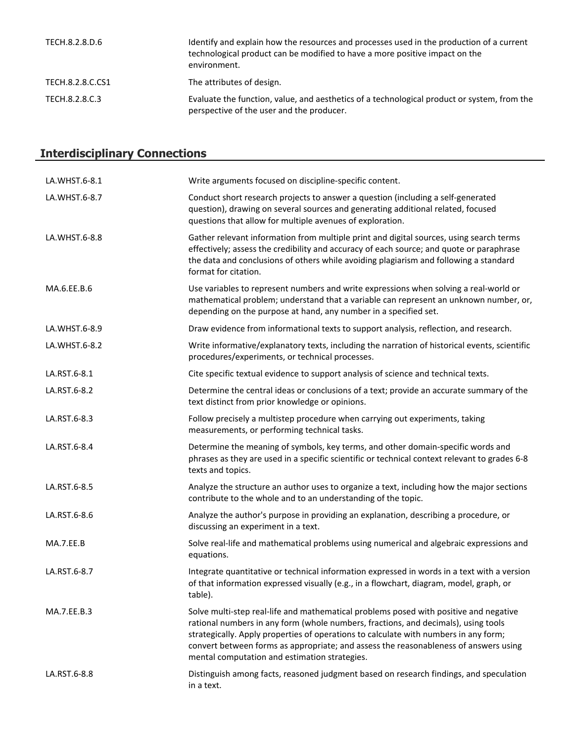| | |
|---|---|
| TECH.8.2.8.D.6 | Identify and explain how the resources and processes used in the production of a current technological product can be modified to have a more positive impact on the environment. |
| TECH.8.2.8.C.CS1 | The attributes of design. |
| TECH.8.2.8.C.3 | Evaluate the function, value, and aesthetics of a technological product or system, from the perspective of the user and the producer. |

## Interdisciplinary Connections

| | |
|---|---|
| LA.WHST.6-8.1 | Write arguments focused on discipline-specific content. |
| LA.WHST.6-8.7 | Conduct short research projects to answer a question (including a self-generated question), drawing on several sources and generating additional related, focused questions that allow for multiple avenues of exploration. |
| LA.WHST.6-8.8 | Gather relevant information from multiple print and digital sources, using search terms effectively; assess the credibility and accuracy of each source; and quote or paraphrase the data and conclusions of others while avoiding plagiarism and following a standard format for citation. |
| MA.6.EE.B.6 | Use variables to represent numbers and write expressions when solving a real-world or mathematical problem; understand that a variable can represent an unknown number, or, depending on the purpose at hand, any number in a specified set. |
| LA.WHST.6-8.9 | Draw evidence from informational texts to support analysis, reflection, and research. |
| LA.WHST.6-8.2 | Write informative/explanatory texts, including the narration of historical events, scientific procedures/experiments, or technical processes. |
| LA.RST.6-8.1 | Cite specific textual evidence to support analysis of science and technical texts. |
| LA.RST.6-8.2 | Determine the central ideas or conclusions of a text; provide an accurate summary of the text distinct from prior knowledge or opinions. |
| LA.RST.6-8.3 | Follow precisely a multistep procedure when carrying out experiments, taking measurements, or performing technical tasks. |
| LA.RST.6-8.4 | Determine the meaning of symbols, key terms, and other domain-specific words and phrases as they are used in a specific scientific or technical context relevant to grades 6-8 texts and topics. |
| LA.RST.6-8.5 | Analyze the structure an author uses to organize a text, including how the major sections contribute to the whole and to an understanding of the topic. |
| LA.RST.6-8.6 | Analyze the author's purpose in providing an explanation, describing a procedure, or discussing an experiment in a text. |
| MA.7.EE.B | Solve real-life and mathematical problems using numerical and algebraic expressions and equations. |
| LA.RST.6-8.7 | Integrate quantitative or technical information expressed in words in a text with a version of that information expressed visually (e.g., in a flowchart, diagram, model, graph, or table). |
| MA.7.EE.B.3 | Solve multi-step real-life and mathematical problems posed with positive and negative rational numbers in any form (whole numbers, fractions, and decimals), using tools strategically. Apply properties of operations to calculate with numbers in any form; convert between forms as appropriate; and assess the reasonableness of answers using mental computation and estimation strategies. |
| LA.RST.6-8.8 | Distinguish among facts, reasoned judgment based on research findings, and speculation in a text. |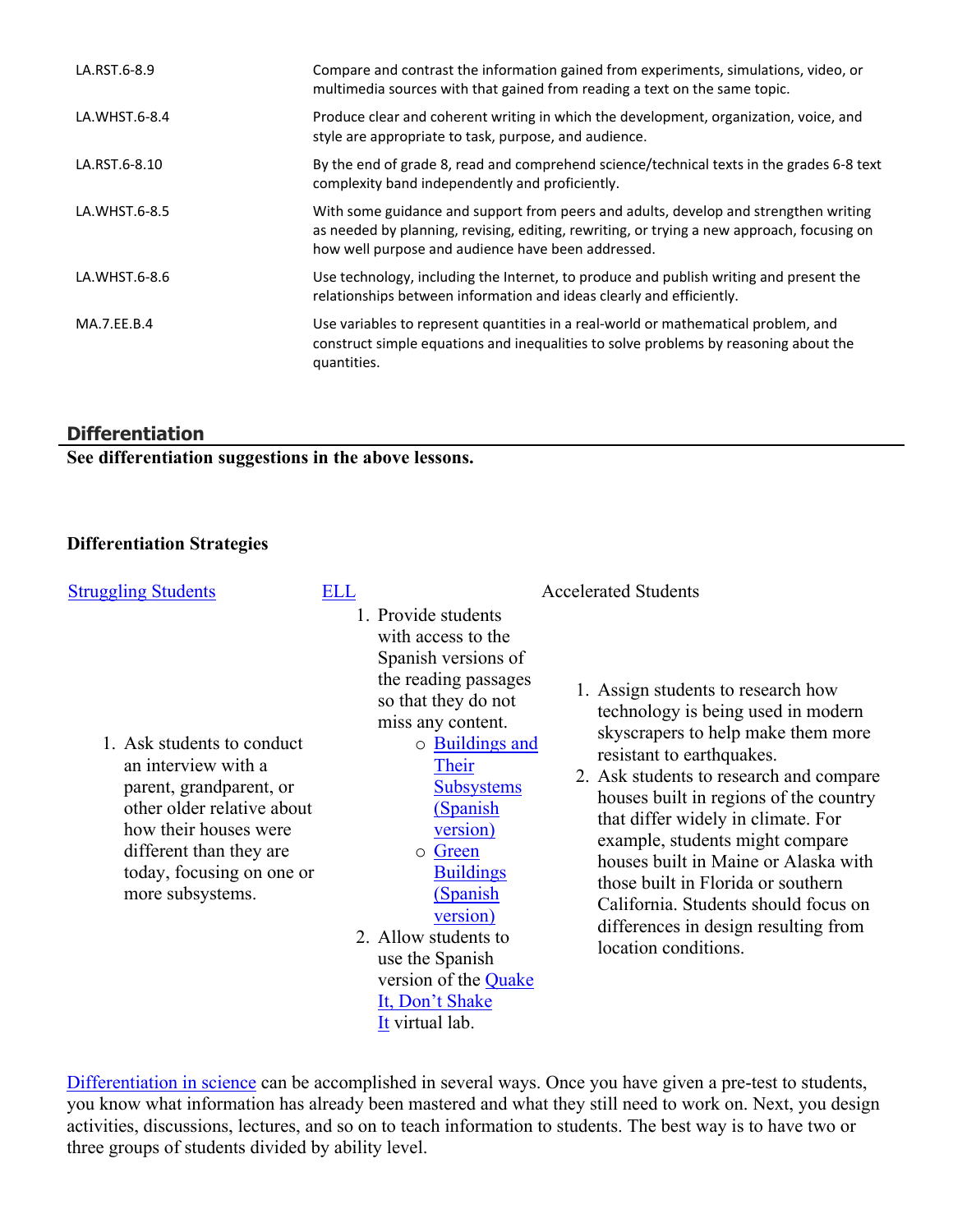| | |
|---|---|
| LA.RST.6-8.9 | Compare and contrast the information gained from experiments, simulations, video, or multimedia sources with that gained from reading a text on the same topic. |
| LA.WHST.6-8.4 | Produce clear and coherent writing in which the development, organization, voice, and style are appropriate to task, purpose, and audience. |
| LA.RST.6-8.10 | By the end of grade 8, read and comprehend science/technical texts in the grades 6-8 text complexity band independently and proficiently. |
| LA.WHST.6-8.5 | With some guidance and support from peers and adults, develop and strengthen writing as needed by planning, revising, editing, rewriting, or trying a new approach, focusing on how well purpose and audience have been addressed. |
| LA.WHST.6-8.6 | Use technology, including the Internet, to produce and publish writing and present the relationships between information and ideas clearly and efficiently. |
| MA.7.EE.B.4 | Use variables to represent quantities in a real-world or mathematical problem, and construct simple equations and inequalities to solve problems by reasoning about the quantities. |

## Differentiation

**See differentiation suggestions in the above lessons.**

**Differentiation Strategies**

| Struggling Students | ELL | Accelerated Students |
|---|---|---|
| 1. Ask students to conduct an interview with a parent, grandparent, or other older relative about how their houses were different than they are today, focusing on one or more subsystems. | 1. Provide students with access to the Spanish versions of the reading passages so that they do not miss any content.<br>○ Buildings and Their Subsystems (Spanish version)<br>○ Green Buildings (Spanish version)<br>2. Allow students to use the Spanish version of the Quake It, Don't Shake It virtual lab. | 1. Assign students to research how technology is being used in modern skyscrapers to help make them more resistant to earthquakes.<br>2. Ask students to research and compare houses built in regions of the country that differ widely in climate. For example, students might compare houses built in Maine or Alaska with those built in Florida or southern California. Students should focus on differences in design resulting from location conditions. |

Differentiation in science can be accomplished in several ways. Once you have given a pre-test to students, you know what information has already been mastered and what they still need to work on. Next, you design activities, discussions, lectures, and so on to teach information to students. The best way is to have two or three groups of students divided by ability level.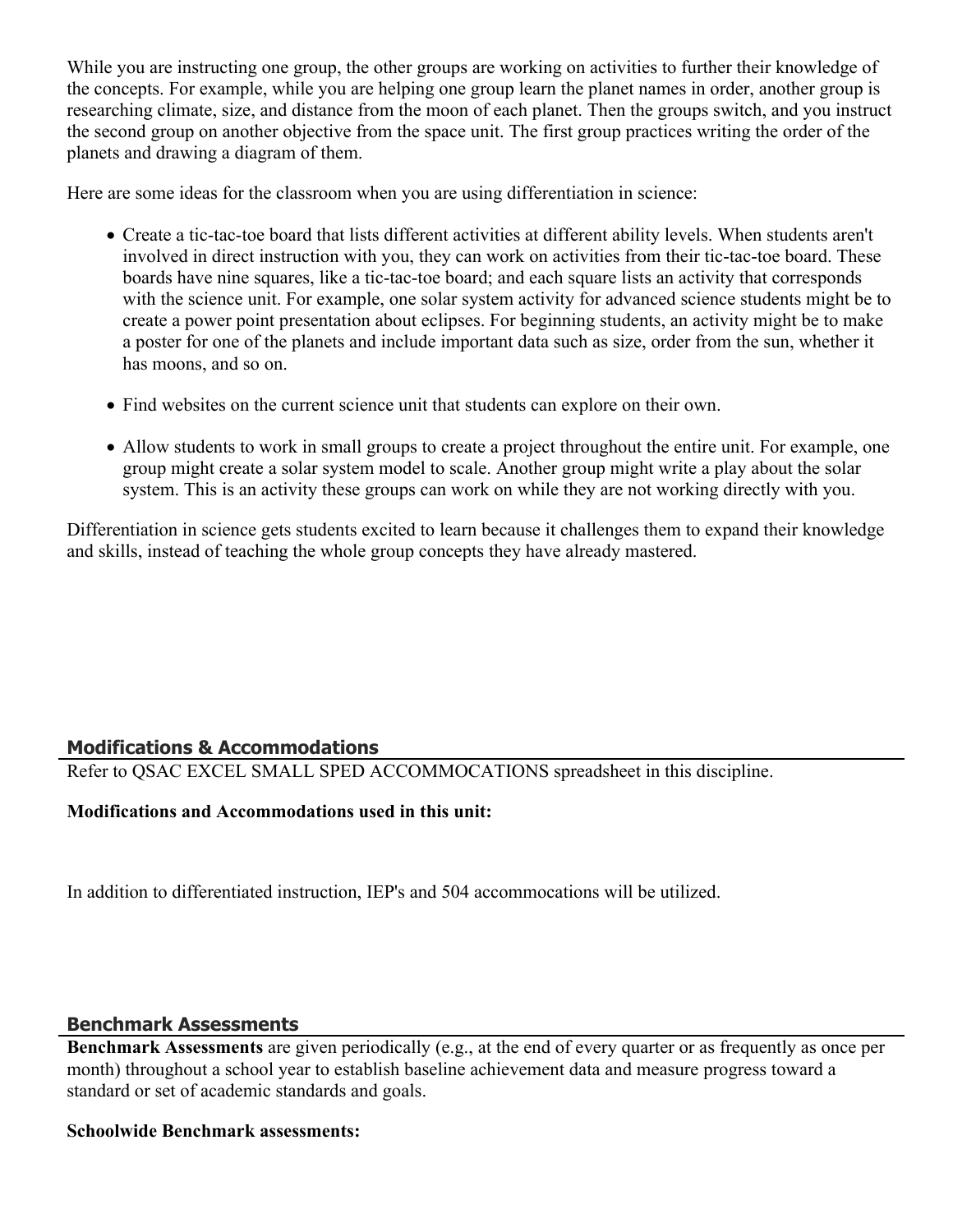While you are instructing one group, the other groups are working on activities to further their knowledge of the concepts. For example, while you are helping one group learn the planet names in order, another group is researching climate, size, and distance from the moon of each planet. Then the groups switch, and you instruct the second group on another objective from the space unit. The first group practices writing the order of the planets and drawing a diagram of them.

Here are some ideas for the classroom when you are using differentiation in science:

- Create a tic-tac-toe board that lists different activities at different ability levels. When students aren't involved in direct instruction with you, they can work on activities from their tic-tac-toe board. These boards have nine squares, like a tic-tac-toe board; and each square lists an activity that corresponds with the science unit. For example, one solar system activity for advanced science students might be to create a power point presentation about eclipses. For beginning students, an activity might be to make a poster for one of the planets and include important data such as size, order from the sun, whether it has moons, and so on.
- Find websites on the current science unit that students can explore on their own.
- Allow students to work in small groups to create a project throughout the entire unit. For example, one group might create a solar system model to scale. Another group might write a play about the solar system. This is an activity these groups can work on while they are not working directly with you.

Differentiation in science gets students excited to learn because it challenges them to expand their knowledge and skills, instead of teaching the whole group concepts they have already mastered.

## Modifications & Accommodations

Refer to QSAC EXCEL SMALL SPED ACCOMMOCATIONS spreadsheet in this discipline.

**Modifications and Accommodations used in this unit:**

In addition to differentiated instruction, IEP's and 504 accommocations will be utilized.

## Benchmark Assessments

**Benchmark Assessments** are given periodically (e.g., at the end of every quarter or as frequently as once per month) throughout a school year to establish baseline achievement data and measure progress toward a standard or set of academic standards and goals.

**Schoolwide Benchmark assessments:**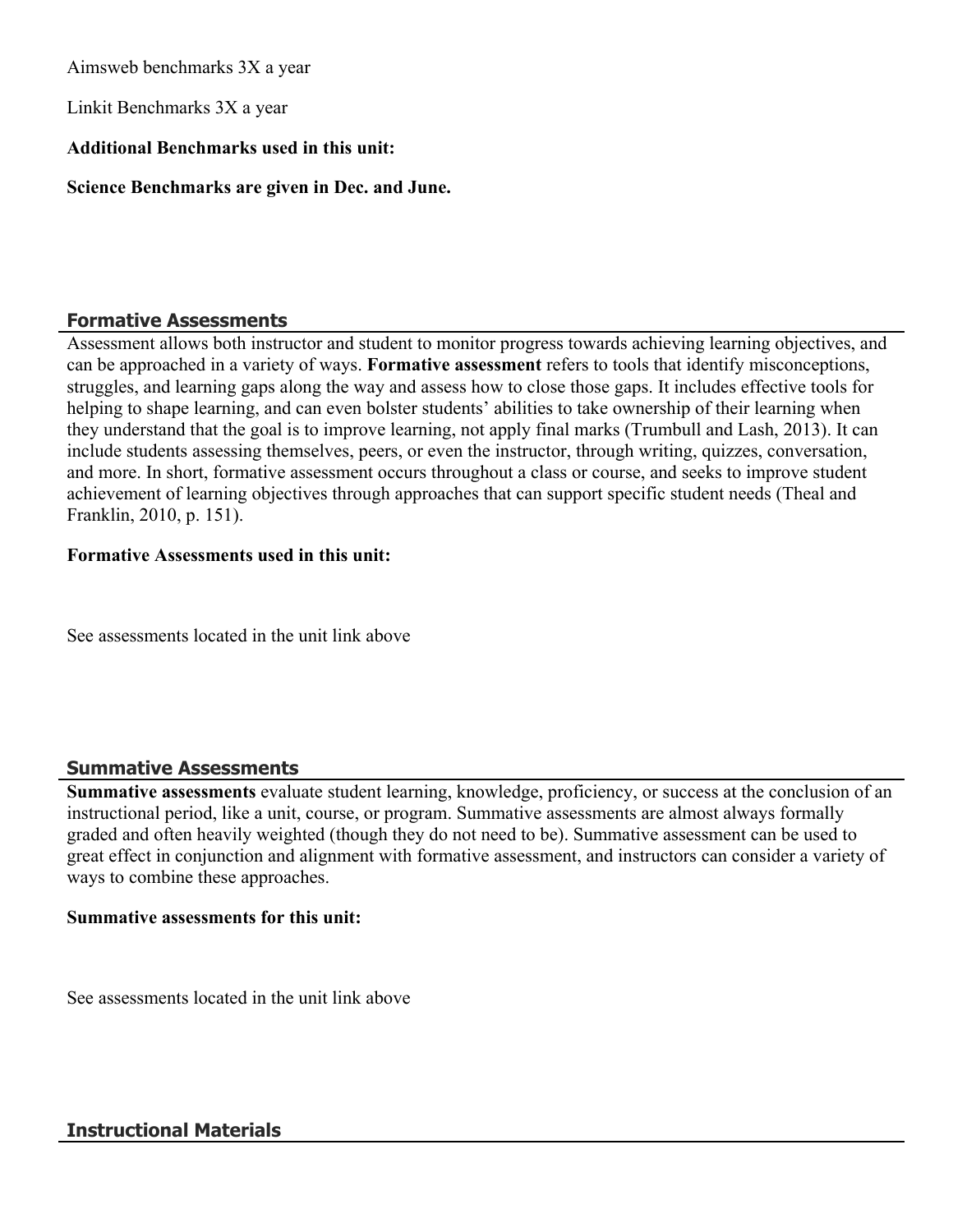Aimsweb benchmarks 3X a year

Linkit Benchmarks 3X a year

**Additional Benchmarks used in this unit:**

**Science Benchmarks are given in Dec. and June.**

## Formative Assessments

Assessment allows both instructor and student to monitor progress towards achieving learning objectives, and can be approached in a variety of ways. **Formative assessment** refers to tools that identify misconceptions, struggles, and learning gaps along the way and assess how to close those gaps. It includes effective tools for helping to shape learning, and can even bolster students' abilities to take ownership of their learning when they understand that the goal is to improve learning, not apply final marks (Trumbull and Lash, 2013). It can include students assessing themselves, peers, or even the instructor, through writing, quizzes, conversation, and more. In short, formative assessment occurs throughout a class or course, and seeks to improve student achievement of learning objectives through approaches that can support specific student needs (Theal and Franklin, 2010, p. 151).

**Formative Assessments used in this unit:**

See assessments located in the unit link above

## Summative Assessments

**Summative assessments** evaluate student learning, knowledge, proficiency, or success at the conclusion of an instructional period, like a unit, course, or program. Summative assessments are almost always formally graded and often heavily weighted (though they do not need to be). Summative assessment can be used to great effect in conjunction and alignment with formative assessment, and instructors can consider a variety of ways to combine these approaches.

**Summative assessments for this unit:**

See assessments located in the unit link above

## Instructional Materials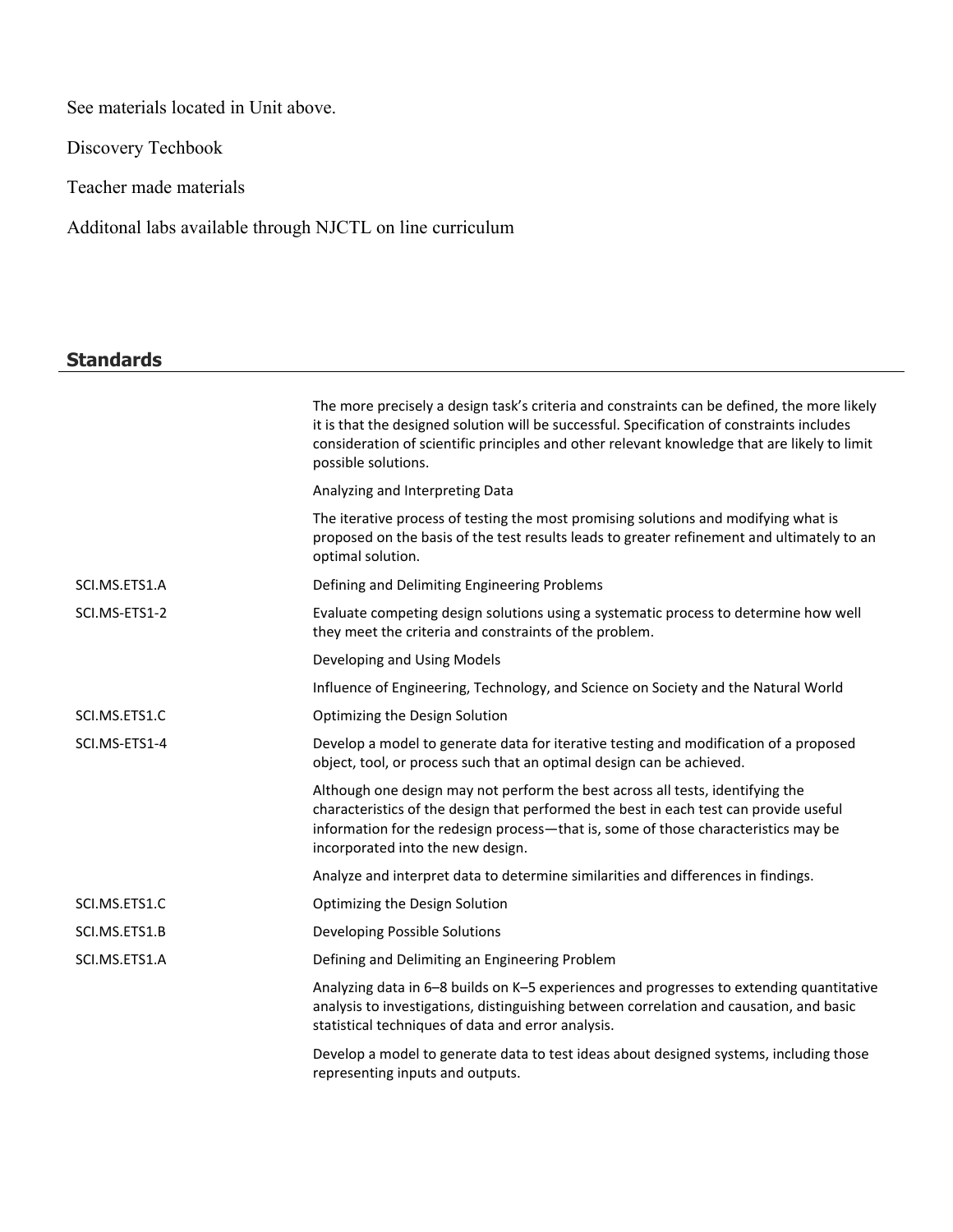See materials located in Unit above.

Discovery Techbook

Teacher made materials

Additonal labs available through NJCTL on line curriculum

## Standards

| | |
|---|---|
| | The more precisely a design task's criteria and constraints can be defined, the more likely it is that the designed solution will be successful. Specification of constraints includes consideration of scientific principles and other relevant knowledge that are likely to limit possible solutions. |
| | Analyzing and Interpreting Data |
| | The iterative process of testing the most promising solutions and modifying what is proposed on the basis of the test results leads to greater refinement and ultimately to an optimal solution. |
| SCI.MS.ETS1.A | Defining and Delimiting Engineering Problems |
| SCI.MS-ETS1-2 | Evaluate competing design solutions using a systematic process to determine how well they meet the criteria and constraints of the problem. |
| | Developing and Using Models |
| | Influence of Engineering, Technology, and Science on Society and the Natural World |
| SCI.MS.ETS1.C | Optimizing the Design Solution |
| SCI.MS-ETS1-4 | Develop a model to generate data for iterative testing and modification of a proposed object, tool, or process such that an optimal design can be achieved. |
| | Although one design may not perform the best across all tests, identifying the characteristics of the design that performed the best in each test can provide useful information for the redesign process—that is, some of those characteristics may be incorporated into the new design. |
| | Analyze and interpret data to determine similarities and differences in findings. |
| SCI.MS.ETS1.C | Optimizing the Design Solution |
| SCI.MS.ETS1.B | Developing Possible Solutions |
| SCI.MS.ETS1.A | Defining and Delimiting an Engineering Problem |
| | Analyzing data in 6–8 builds on K–5 experiences and progresses to extending quantitative analysis to investigations, distinguishing between correlation and causation, and basic statistical techniques of data and error analysis. |
| | Develop a model to generate data to test ideas about designed systems, including those representing inputs and outputs. |